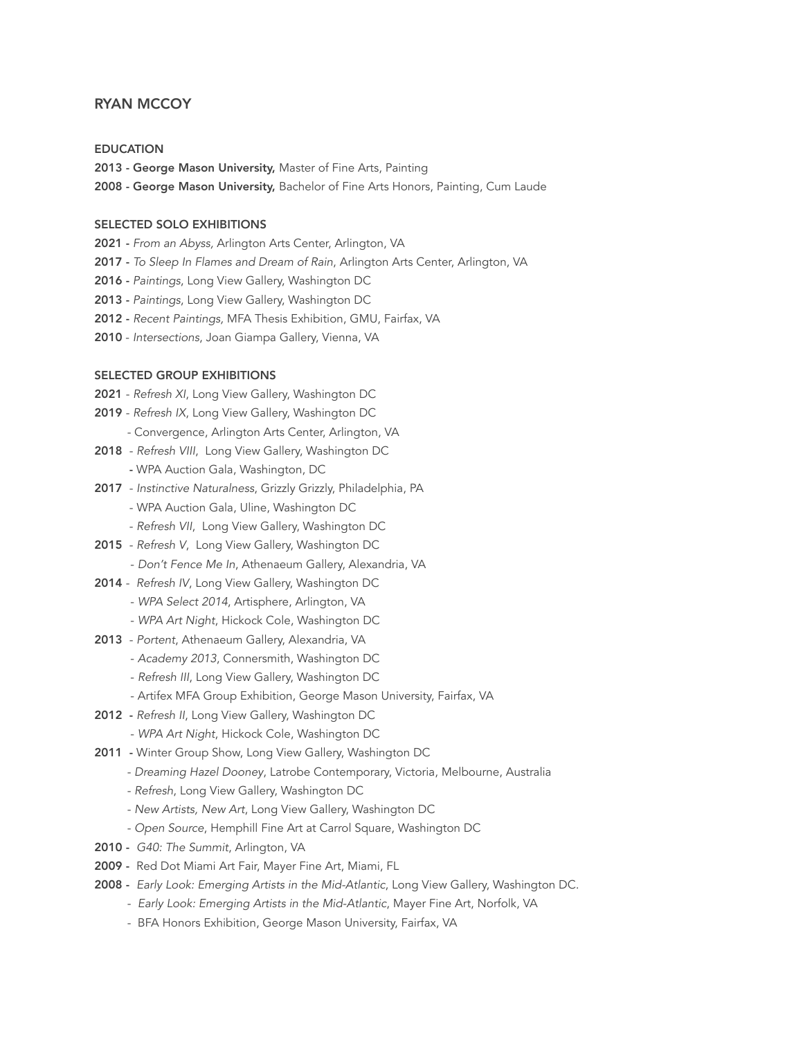# RYAN MCCOY

## EDUCATION

**2013 - George Mason University,** Master of Fine Arts, Painting
**2008 - George Mason University,** Bachelor of Fine Arts Honors, Painting, Cum Laude

## SELECTED SOLO EXHIBITIONS

**2021 -** *From an Abyss*, Arlington Arts Center, Arlington, VA
**2017 -** *To Sleep In Flames and Dream of Rain*, Arlington Arts Center, Arlington, VA
**2016 -** *Paintings*, Long View Gallery, Washington DC
**2013 -** *Paintings*, Long View Gallery, Washington DC
**2012 -** *Recent Paintings,* MFA Thesis Exhibition, GMU, Fairfax, VA
**2010** - *Intersections*, Joan Giampa Gallery, Vienna, VA

## SELECTED GROUP EXHIBITIONS

**2021** - *Refresh XI*, Long View Gallery, Washington DC
**2019** - *Refresh IX*, Long View Gallery, Washington DC
- Convergence, Arlington Arts Center, Arlington, VA

**2018** - *Refresh VIII*, Long View Gallery, Washington DC
- WPA Auction Gala, Washington, DC

**2017** - *Instinctive Naturalness*, Grizzly Grizzly, Philadelphia, PA
- WPA Auction Gala, Uline, Washington DC
- *Refresh VII*, Long View Gallery, Washington DC

**2015** - *Refresh V*, Long View Gallery, Washington DC
- *Don't Fence Me In*, Athenaeum Gallery, Alexandria, VA

**2014** - *Refresh IV*, Long View Gallery, Washington DC
- *WPA Select 2014*, Artisphere, Arlington, VA
- *WPA Art Night*, Hickock Cole, Washington DC

**2013** - *Portent*, Athenaeum Gallery, Alexandria, VA
- *Academy 2013*, Connersmith, Washington DC
- *Refresh III*, Long View Gallery, Washington DC
- Artifex MFA Group Exhibition, George Mason University, Fairfax, VA

**2012** - *Refresh II*, Long View Gallery, Washington DC
- *WPA Art Night*, Hickock Cole, Washington DC

**2011** - Winter Group Show, Long View Gallery, Washington DC
- *Dreaming Hazel Dooney*, Latrobe Contemporary, Victoria, Melbourne, Australia
- *Refresh*, Long View Gallery, Washington DC
- *New Artists, New Art*, Long View Gallery, Washington DC
- *Open Source*, Hemphill Fine Art at Carrol Square, Washington DC

**2010** - *G40: The Summit*, Arlington, VA
**2009** - Red Dot Miami Art Fair, Mayer Fine Art, Miami, FL
**2008** - *Early Look: Emerging Artists in the Mid-Atlantic*, Long View Gallery, Washington DC.
- *Early Look: Emerging Artists in the Mid-Atlantic*, Mayer Fine Art, Norfolk, VA
- BFA Honors Exhibition, George Mason University, Fairfax, VA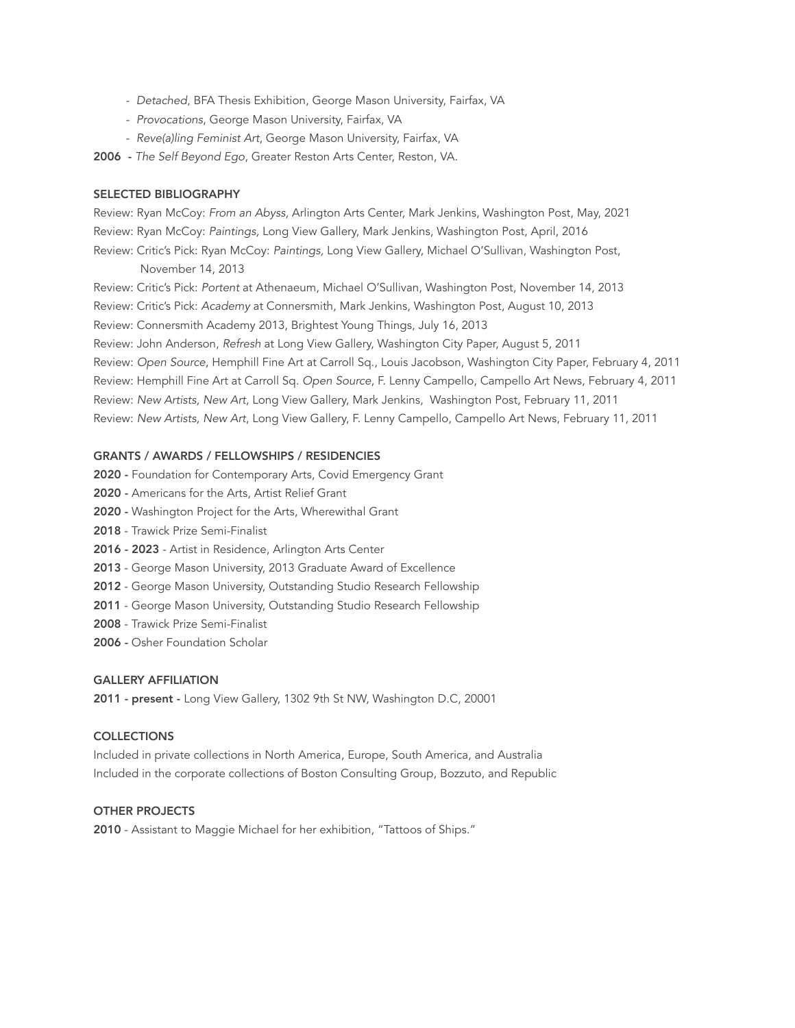- *Detached*, BFA Thesis Exhibition, George Mason University, Fairfax, VA
- *Provocations*, George Mason University, Fairfax, VA
- *Reve(a)ling Feminist Art*, George Mason University, Fairfax, VA

**2006** - *The Self Beyond Ego*, Greater Reston Arts Center, Reston, VA.

### SELECTED BIBLIOGRAPHY

Review: Ryan McCoy: *From an Abyss,* Arlington Arts Center, Mark Jenkins, Washington Post, May, 2021
Review: Ryan McCoy: *Paintings,* Long View Gallery, Mark Jenkins, Washington Post, April, 2016
Review: Critic's Pick: Ryan McCoy: *Paintings,* Long View Gallery, Michael O'Sullivan, Washington Post, November 14, 2013
Review: Critic's Pick: *Portent* at Athenaeum, Michael O'Sullivan, Washington Post, November 14, 2013
Review: Critic's Pick: *Academy* at Connersmith, Mark Jenkins, Washington Post, August 10, 2013
Review: Connersmith Academy 2013, Brightest Young Things, July 16, 2013
Review: John Anderson, *Refresh* at Long View Gallery, Washington City Paper, August 5, 2011
Review: *Open Source*, Hemphill Fine Art at Carroll Sq., Louis Jacobson, Washington City Paper, February 4, 2011
Review: Hemphill Fine Art at Carroll Sq. *Open Source*, F. Lenny Campello, Campello Art News, February 4, 2011
Review: *New Artists, New Art*, Long View Gallery, Mark Jenkins, Washington Post, February 11, 2011
Review: *New Artists, New Art*, Long View Gallery, F. Lenny Campello, Campello Art News, February 11, 2011

### GRANTS / AWARDS / FELLOWSHIPS / RESIDENCIES

**2020 -** Foundation for Contemporary Arts, Covid Emergency Grant
**2020 -** Americans for the Arts, Artist Relief Grant
**2020 -** Washington Project for the Arts, Wherewithal Grant
**2018** - Trawick Prize Semi-Finalist
**2016 - 2023** - Artist in Residence, Arlington Arts Center
**2013** - George Mason University, 2013 Graduate Award of Excellence
**2012** - George Mason University, Outstanding Studio Research Fellowship
**2011** - George Mason University, Outstanding Studio Research Fellowship
**2008** - Trawick Prize Semi-Finalist
**2006 -** Osher Foundation Scholar

### GALLERY AFFILIATION

**2011 - present -** Long View Gallery, 1302 9th St NW, Washington D.C, 20001

### COLLECTIONS

Included in private collections in North America, Europe, South America, and Australia
Included in the corporate collections of Boston Consulting Group, Bozzuto, and Republic

### OTHER PROJECTS

**2010** - Assistant to Maggie Michael for her exhibition, "Tattoos of Ships."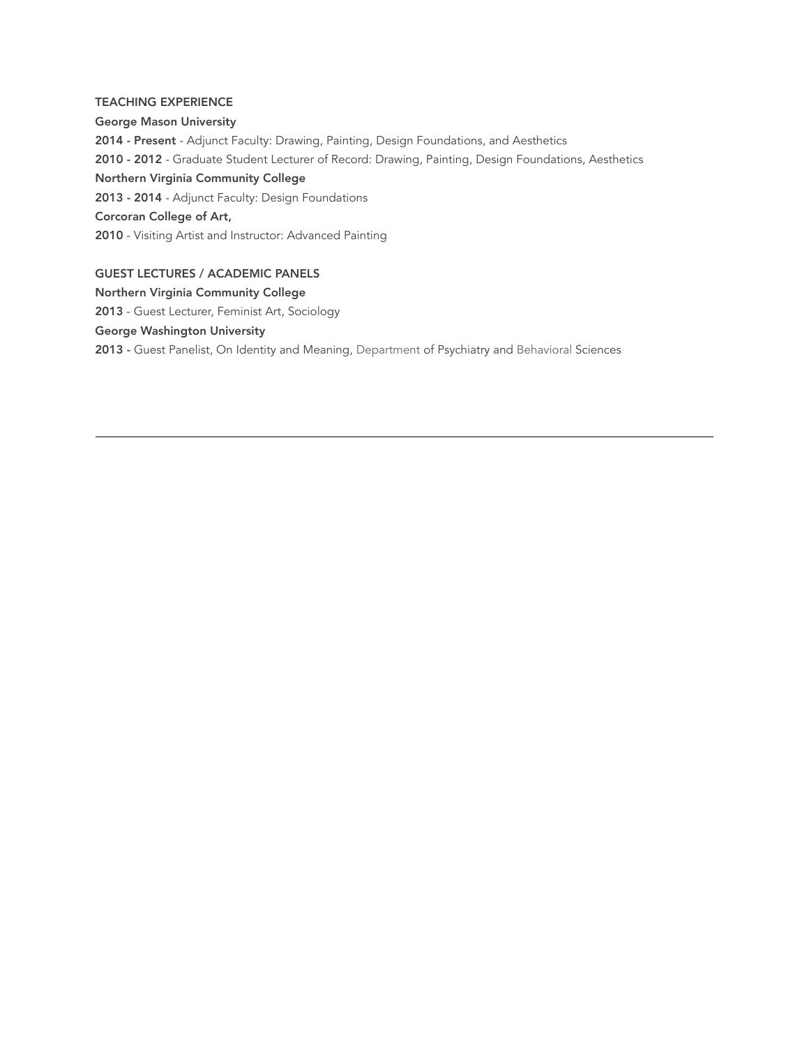## TEACHING EXPERIENCE

**George Mason University**

**2014 - Present** - Adjunct Faculty: Drawing, Painting, Design Foundations, and Aesthetics

**2010 - 2012** - Graduate Student Lecturer of Record: Drawing, Painting, Design Foundations, Aesthetics

**Northern Virginia Community College**

**2013 - 2014** - Adjunct Faculty: Design Foundations

**Corcoran College of Art,**

**2010** - Visiting Artist and Instructor: Advanced Painting

## GUEST LECTURES / ACADEMIC PANELS

**Northern Virginia Community College**

**2013** - Guest Lecturer, Feminist Art, Sociology

**George Washington University**

**2013 -** Guest Panelist, On Identity and Meaning, Department of Psychiatry and Behavioral Sciences

---